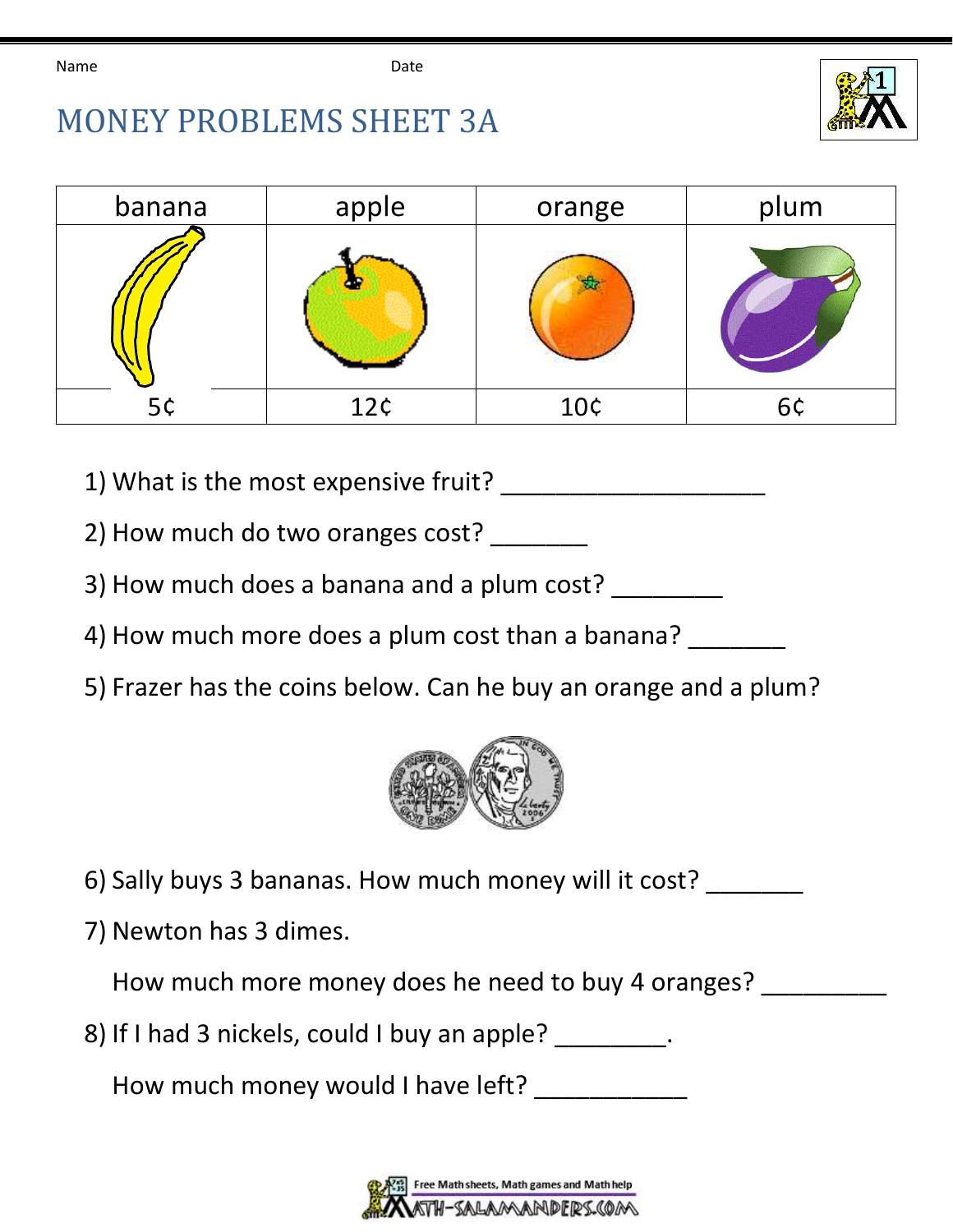Name Date

# MONEY PROBLEMS SHEET 3A

| banana | apple | orange | plum |
|---|---|---|---|
| 5¢ | 12¢ | 10¢ | 6¢ |

1) What is the most expensive fruit? ___________________

2) How much do two oranges cost? _______

3) How much does a banana and a plum cost? ________

4) How much more does a plum cost than a banana? _______

5) Frazer has the coins below. Can he buy an orange and a plum?

6) Sally buys 3 bananas. How much money will it cost? _______

7) Newton has 3 dimes.

   How much more money does he need to buy 4 oranges? _________

8) If I had 3 nickels, could I buy an apple? ________.

   How much money would I have left? ___________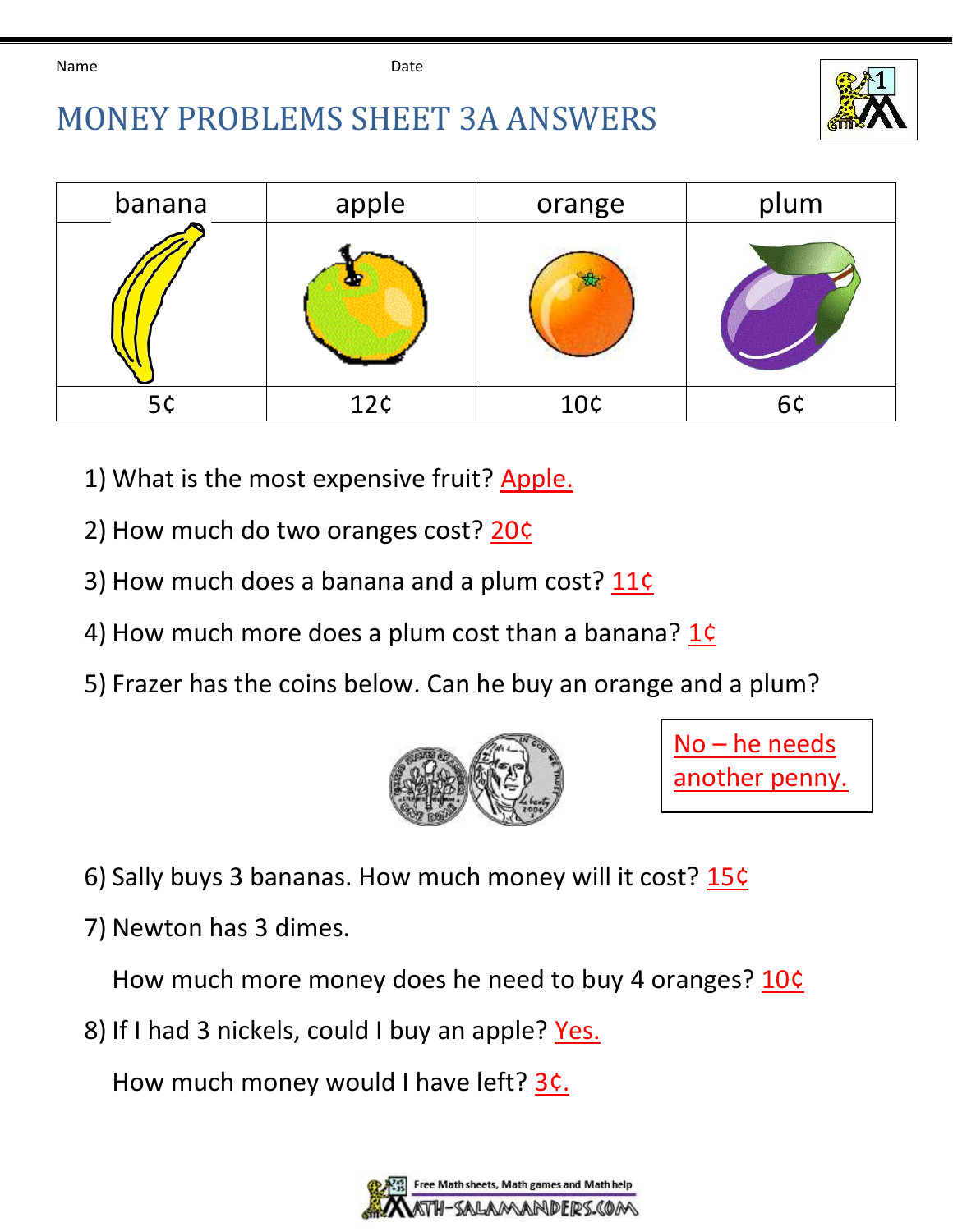Name Date

# MONEY PROBLEMS SHEET 3A ANSWERS

| banana | apple | orange | plum |
|---|---|---|---|
| | | | |
| 5¢ | 12¢ | 10¢ | 6¢ |

1) What is the most expensive fruit? Apple.

2) How much do two oranges cost? 20¢

3) How much does a banana and a plum cost? 11¢

4) How much more does a plum cost than a banana? 1¢

5) Frazer has the coins below. Can he buy an orange and a plum?

No – he needs another penny.

6) Sally buys 3 bananas. How much money will it cost? 15¢

7) Newton has 3 dimes.

How much more money does he need to buy 4 oranges? 10¢

8) If I had 3 nickels, could I buy an apple? Yes.

How much money would I have left? 3¢.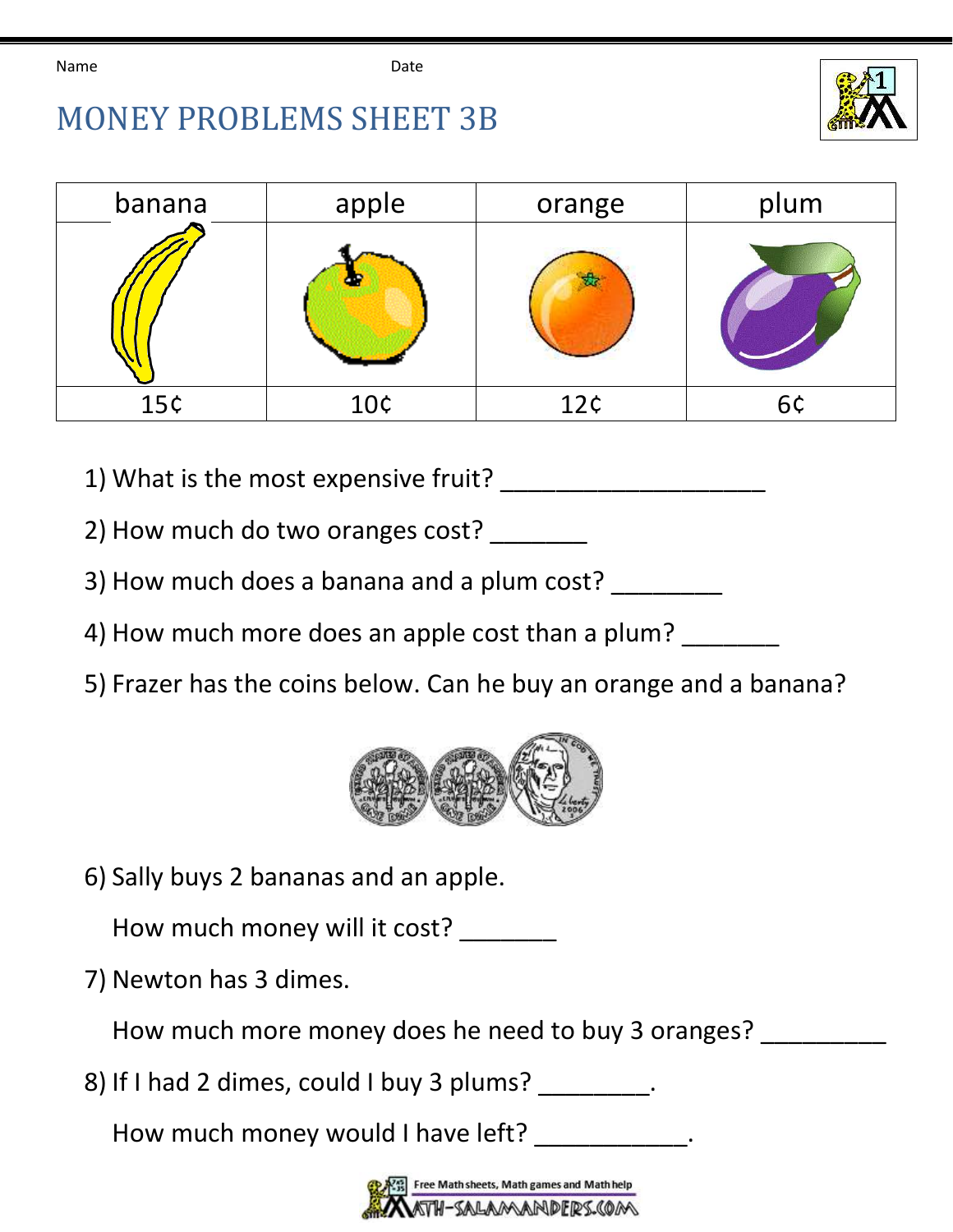Name Date

# MONEY PROBLEMS SHEET 3B

| banana | apple | orange | plum |
|---|---|---|---|
| 15¢ | 10¢ | 12¢ | 6¢ |

1) What is the most expensive fruit? ____________________

2) How much do two oranges cost? _______

3) How much does a banana and a plum cost? ________

4) How much more does an apple cost than a plum? _______

5) Frazer has the coins below. Can he buy an orange and a banana?

6) Sally buys 2 bananas and an apple.

   How much money will it cost? _______

7) Newton has 3 dimes.

   How much more money does he need to buy 3 oranges? _________

8) If I had 2 dimes, could I buy 3 plums? ________.

   How much money would I have left? ___________.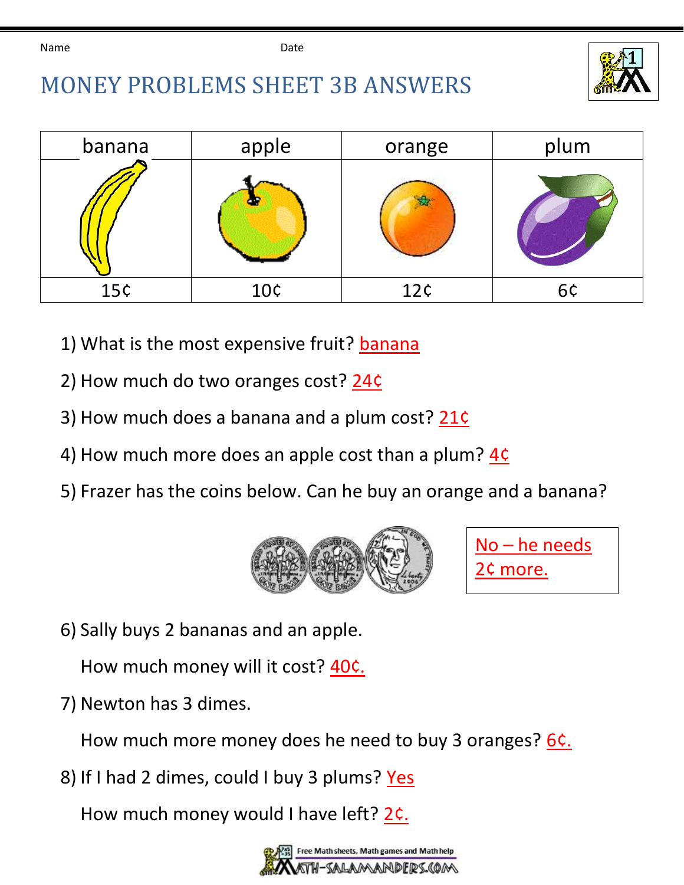Name Date

# MONEY PROBLEMS SHEET 3B ANSWERS

| banana | apple | orange | plum |
|---|---|---|---|
| | | | |
| 15¢ | 10¢ | 12¢ | 6¢ |

1) What is the most expensive fruit? banana

2) How much do two oranges cost? 24¢

3) How much does a banana and a plum cost? 21¢

4) How much more does an apple cost than a plum? 4¢

5) Frazer has the coins below. Can he buy an orange and a banana?

No – he needs 2¢ more.

6) Sally buys 2 bananas and an apple.

How much money will it cost? 40¢.

7) Newton has 3 dimes.

How much more money does he need to buy 3 oranges? 6¢.

8) If I had 2 dimes, could I buy 3 plums? Yes

How much money would I have left? 2¢.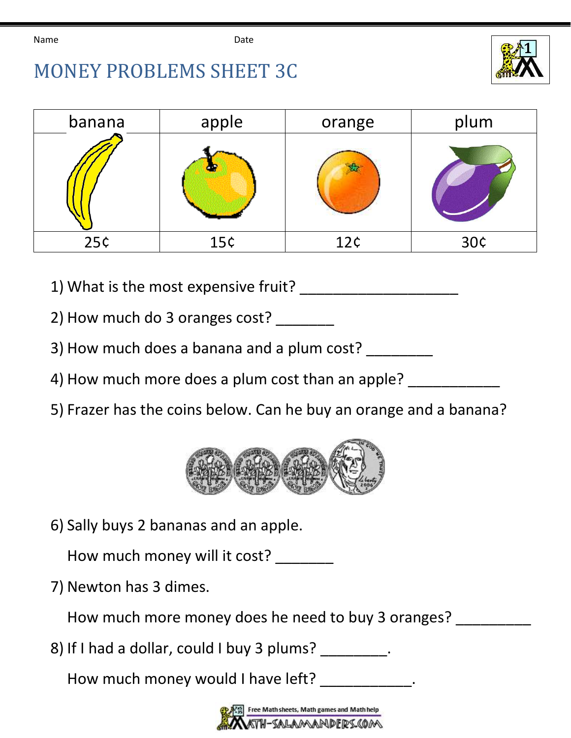Name Date

# MONEY PROBLEMS SHEET 3C

| banana | apple | orange | plum |
|---|---|---|---|
| 25¢ | 15¢ | 12¢ | 30¢ |

1) What is the most expensive fruit? ____________________

2) How much do 3 oranges cost? _______

3) How much does a banana and a plum cost? ________

4) How much more does a plum cost than an apple? ___________

5) Frazer has the coins below. Can he buy an orange and a banana?

6) Sally buys 2 bananas and an apple.

   How much money will it cost? _______

7) Newton has 3 dimes.

   How much more money does he need to buy 3 oranges? _________

8) If I had a dollar, could I buy 3 plums? ________.

   How much money would I have left? ___________.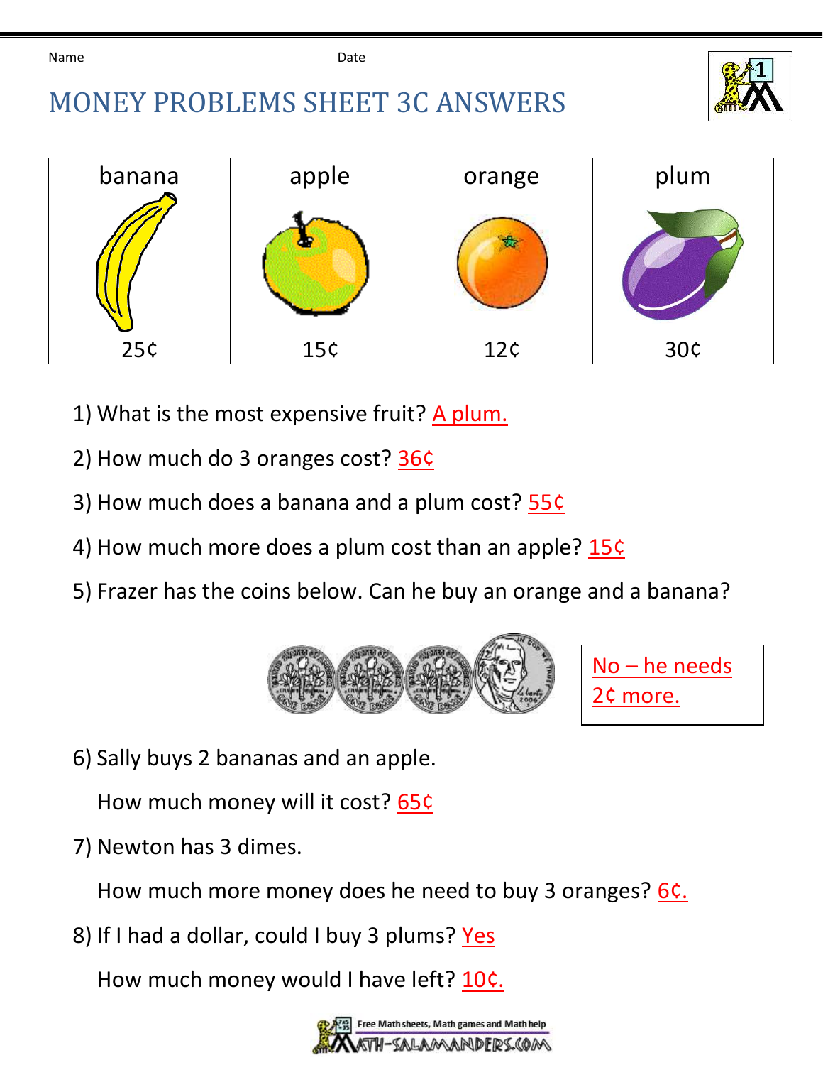Name Date

# MONEY PROBLEMS SHEET 3C ANSWERS

| banana | apple | orange | plum |
|---|---|---|---|
| 25¢ | 15¢ | 12¢ | 30¢ |

1) What is the most expensive fruit? A plum.

2) How much do 3 oranges cost? 36¢

3) How much does a banana and a plum cost? 55¢

4) How much more does a plum cost than an apple? 15¢

5) Frazer has the coins below. Can he buy an orange and a banana?

No – he needs 2¢ more.

6) Sally buys 2 bananas and an apple.

How much money will it cost? 65¢

7) Newton has 3 dimes.

How much more money does he need to buy 3 oranges? 6¢.

8) If I had a dollar, could I buy 3 plums? Yes

How much money would I have left? 10¢.